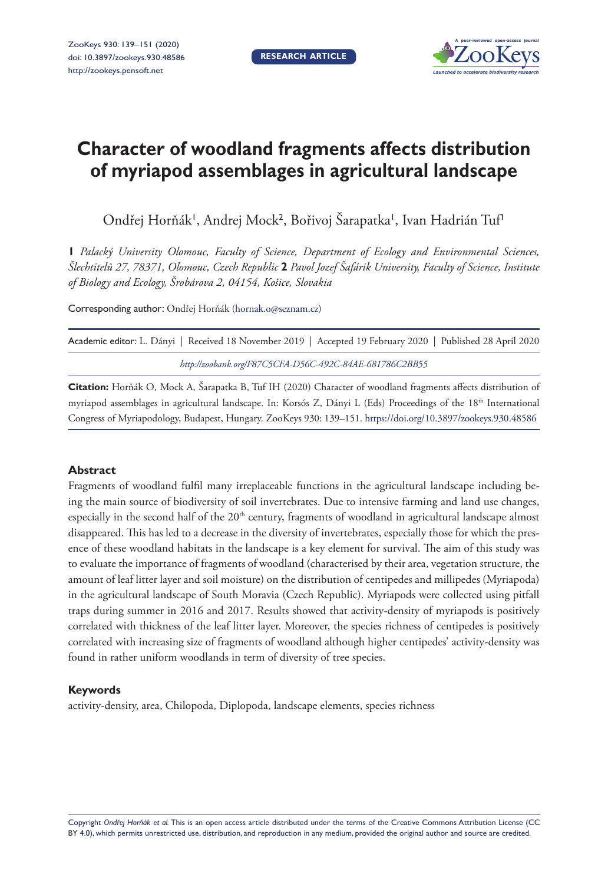# Character of woodland fragments affects distribution of myriapod assemblages in agricultural landscape

Ondřej Horňák[1], Andrej Mock[2], Bořivoj Šarapatka[1], Ivan Hadrián Tuf[1]

**1** *Palacký University Olomouc, Faculty of Science, Department of Ecology and Environmental Sciences, Šlechtitelů 27, 78371, Olomouc, Czech Republic* **2** *Pavol Jozef Šafárik University, Faculty of Science, Institute of Biology and Ecology, Šrobárova 2, 04154, Košice, Slovakia*

Corresponding author: Ondřej Horňák (hornak.o@seznam.cz)

Academic editor: L. Dányi | Received 18 November 2019 | Accepted 19 February 2020 | Published 28 April 2020

*http://zoobank.org/F87C5CFA-D56C-492C-84AE-681786C2BB55*

**Citation:** Horňák O, Mock A, Šarapatka B, Tuf IH (2020) Character of woodland fragments affects distribution of myriapod assemblages in agricultural landscape. In: Korsós Z, Dányi L (Eds) Proceedings of the 18th International Congress of Myriapodology, Budapest, Hungary. ZooKeys 930: 139–151. https://doi.org/10.3897/zookeys.930.48586

## Abstract

Fragments of woodland fulfil many irreplaceable functions in the agricultural landscape including being the main source of biodiversity of soil invertebrates. Due to intensive farming and land use changes, especially in the second half of the 20th century, fragments of woodland in agricultural landscape almost disappeared. This has led to a decrease in the diversity of invertebrates, especially those for which the presence of these woodland habitats in the landscape is a key element for survival. The aim of this study was to evaluate the importance of fragments of woodland (characterised by their area, vegetation structure, the amount of leaf litter layer and soil moisture) on the distribution of centipedes and millipedes (Myriapoda) in the agricultural landscape of South Moravia (Czech Republic). Myriapods were collected using pitfall traps during summer in 2016 and 2017. Results showed that activity-density of myriapods is positively correlated with thickness of the leaf litter layer. Moreover, the species richness of centipedes is positively correlated with increasing size of fragments of woodland although higher centipedes' activity-density was found in rather uniform woodlands in term of diversity of tree species.

## Keywords

activity-density, area, Chilopoda, Diplopoda, landscape elements, species richness

Copyright *Ondřej Horňák et al.* This is an open access article distributed under the terms of the Creative Commons Attribution License (CC BY 4.0), which permits unrestricted use, distribution, and reproduction in any medium, provided the original author and source are credited.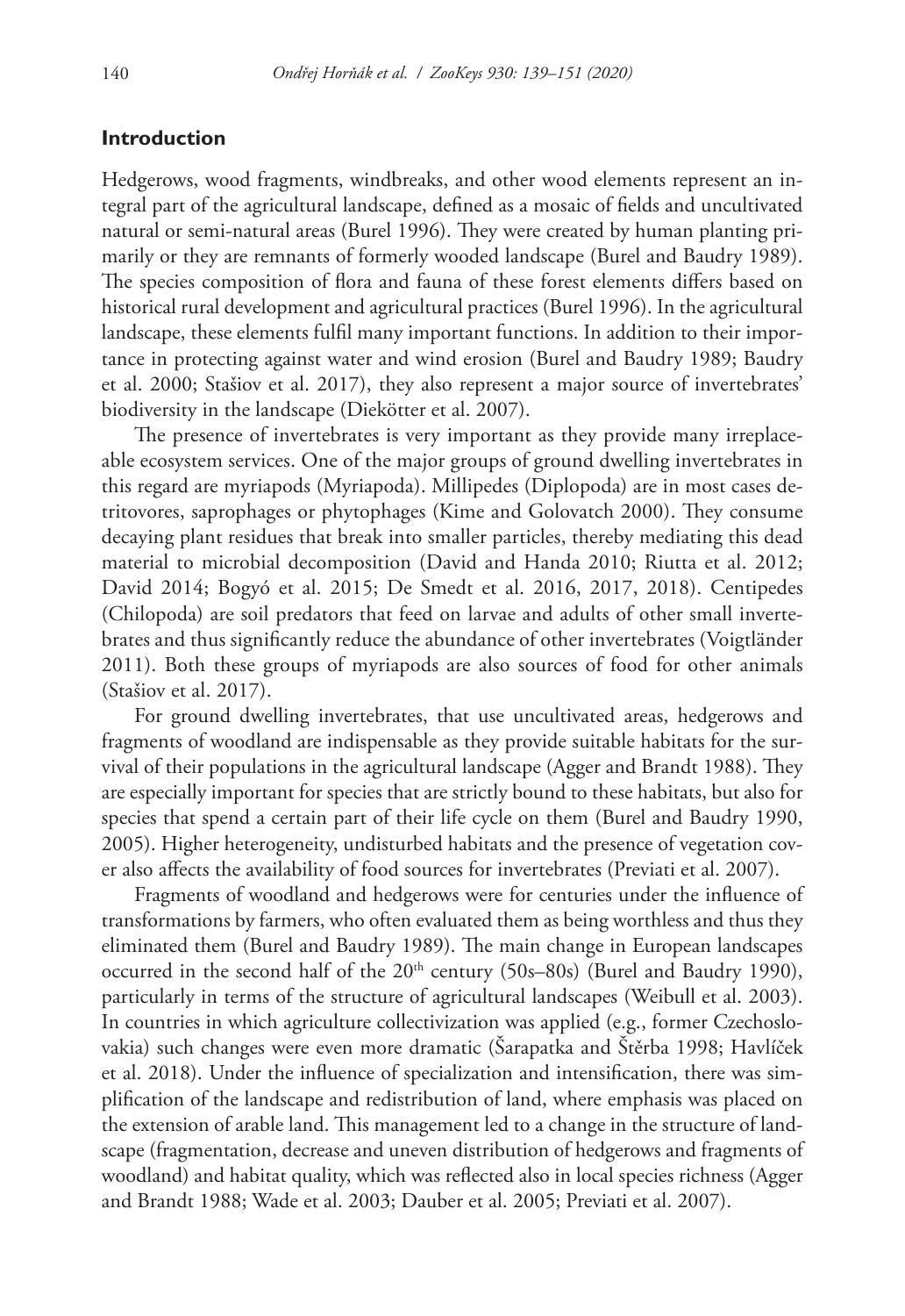## Introduction

Hedgerows, wood fragments, windbreaks, and other wood elements represent an integral part of the agricultural landscape, defined as a mosaic of fields and uncultivated natural or semi-natural areas (Burel 1996). They were created by human planting primarily or they are remnants of formerly wooded landscape (Burel and Baudry 1989). The species composition of flora and fauna of these forest elements differs based on historical rural development and agricultural practices (Burel 1996). In the agricultural landscape, these elements fulfil many important functions. In addition to their importance in protecting against water and wind erosion (Burel and Baudry 1989; Baudry et al. 2000; Stašiov et al. 2017), they also represent a major source of invertebrates' biodiversity in the landscape (Diekötter et al. 2007).

The presence of invertebrates is very important as they provide many irreplaceable ecosystem services. One of the major groups of ground dwelling invertebrates in this regard are myriapods (Myriapoda). Millipedes (Diplopoda) are in most cases detritovores, saprophages or phytophages (Kime and Golovatch 2000). They consume decaying plant residues that break into smaller particles, thereby mediating this dead material to microbial decomposition (David and Handa 2010; Riutta et al. 2012; David 2014; Bogyó et al. 2015; De Smedt et al. 2016, 2017, 2018). Centipedes (Chilopoda) are soil predators that feed on larvae and adults of other small invertebrates and thus significantly reduce the abundance of other invertebrates (Voigtländer 2011). Both these groups of myriapods are also sources of food for other animals (Stašiov et al. 2017).

For ground dwelling invertebrates, that use uncultivated areas, hedgerows and fragments of woodland are indispensable as they provide suitable habitats for the survival of their populations in the agricultural landscape (Agger and Brandt 1988). They are especially important for species that are strictly bound to these habitats, but also for species that spend a certain part of their life cycle on them (Burel and Baudry 1990, 2005). Higher heterogeneity, undisturbed habitats and the presence of vegetation cover also affects the availability of food sources for invertebrates (Previati et al. 2007).

Fragments of woodland and hedgerows were for centuries under the influence of transformations by farmers, who often evaluated them as being worthless and thus they eliminated them (Burel and Baudry 1989). The main change in European landscapes occurred in the second half of the 20th century (50s–80s) (Burel and Baudry 1990), particularly in terms of the structure of agricultural landscapes (Weibull et al. 2003). In countries in which agriculture collectivization was applied (e.g., former Czechoslovakia) such changes were even more dramatic (Šarapatka and Štěrba 1998; Havlíček et al. 2018). Under the influence of specialization and intensification, there was simplification of the landscape and redistribution of land, where emphasis was placed on the extension of arable land. This management led to a change in the structure of landscape (fragmentation, decrease and uneven distribution of hedgerows and fragments of woodland) and habitat quality, which was reflected also in local species richness (Agger and Brandt 1988; Wade et al. 2003; Dauber et al. 2005; Previati et al. 2007).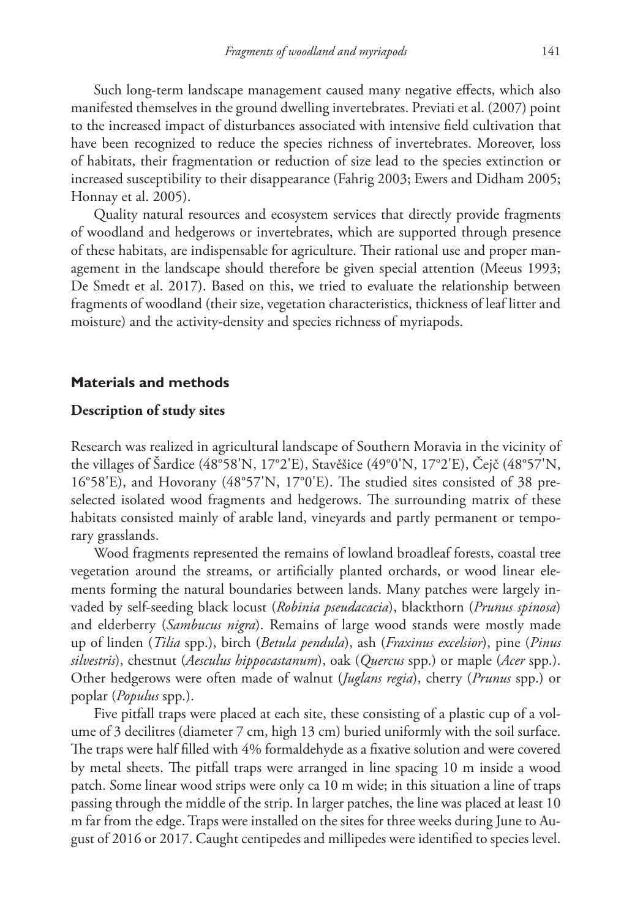Such long-term landscape management caused many negative effects, which also manifested themselves in the ground dwelling invertebrates. Previati et al. (2007) point to the increased impact of disturbances associated with intensive field cultivation that have been recognized to reduce the species richness of invertebrates. Moreover, loss of habitats, their fragmentation or reduction of size lead to the species extinction or increased susceptibility to their disappearance (Fahrig 2003; Ewers and Didham 2005; Honnay et al. 2005).

Quality natural resources and ecosystem services that directly provide fragments of woodland and hedgerows or invertebrates, which are supported through presence of these habitats, are indispensable for agriculture. Their rational use and proper management in the landscape should therefore be given special attention (Meeus 1993; De Smedt et al. 2017). Based on this, we tried to evaluate the relationship between fragments of woodland (their size, vegetation characteristics, thickness of leaf litter and moisture) and the activity-density and species richness of myriapods.

## Materials and methods

### Description of study sites

Research was realized in agricultural landscape of Southern Moravia in the vicinity of the villages of Šardice (48°58'N, 17°2'E), Stavěšice (49°0'N, 17°2'E), Čejč (48°57'N, 16°58'E), and Hovorany (48°57'N, 17°0'E). The studied sites consisted of 38 preselected isolated wood fragments and hedgerows. The surrounding matrix of these habitats consisted mainly of arable land, vineyards and partly permanent or temporary grasslands.

Wood fragments represented the remains of lowland broadleaf forests, coastal tree vegetation around the streams, or artificially planted orchards, or wood linear elements forming the natural boundaries between lands. Many patches were largely invaded by self-seeding black locust (*Robinia pseudacacia*), blackthorn (*Prunus spinosa*) and elderberry (*Sambucus nigra*). Remains of large wood stands were mostly made up of linden (*Tilia* spp.), birch (*Betula pendula*), ash (*Fraxinus excelsior*), pine (*Pinus silvestris*), chestnut (*Aesculus hippocastanum*), oak (*Quercus* spp.) or maple (*Acer* spp.). Other hedgerows were often made of walnut (*Juglans regia*), cherry (*Prunus* spp.) or poplar (*Populus* spp.).

Five pitfall traps were placed at each site, these consisting of a plastic cup of a volume of 3 decilitres (diameter 7 cm, high 13 cm) buried uniformly with the soil surface. The traps were half filled with 4% formaldehyde as a fixative solution and were covered by metal sheets. The pitfall traps were arranged in line spacing 10 m inside a wood patch. Some linear wood strips were only ca 10 m wide; in this situation a line of traps passing through the middle of the strip. In larger patches, the line was placed at least 10 m far from the edge. Traps were installed on the sites for three weeks during June to August of 2016 or 2017. Caught centipedes and millipedes were identified to species level.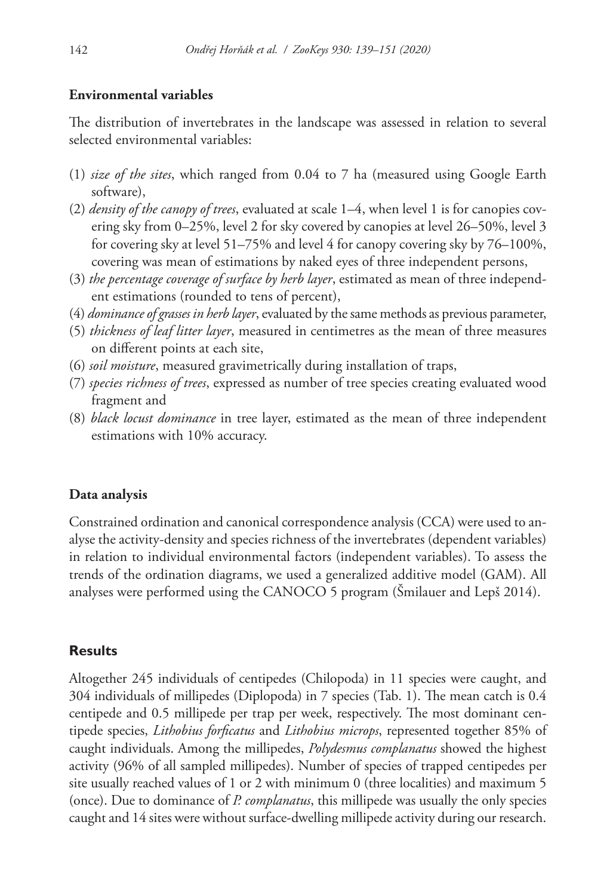### Environmental variables

The distribution of invertebrates in the landscape was assessed in relation to several selected environmental variables:

(1) *size of the sites*, which ranged from 0.04 to 7 ha (measured using Google Earth software),

(2) *density of the canopy of trees*, evaluated at scale 1–4, when level 1 is for canopies covering sky from 0–25%, level 2 for sky covered by canopies at level 26–50%, level 3 for covering sky at level 51–75% and level 4 for canopy covering sky by 76–100%, covering was mean of estimations by naked eyes of three independent persons,

(3) *the percentage coverage of surface by herb layer*, estimated as mean of three independent estimations (rounded to tens of percent),

(4) *dominance of grasses in herb layer*, evaluated by the same methods as previous parameter,

(5) *thickness of leaf litter layer*, measured in centimetres as the mean of three measures on different points at each site,

(6) *soil moisture*, measured gravimetrically during installation of traps,

(7) *species richness of trees*, expressed as number of tree species creating evaluated wood fragment and

(8) *black locust dominance* in tree layer, estimated as the mean of three independent estimations with 10% accuracy.

### Data analysis

Constrained ordination and canonical correspondence analysis (CCA) were used to analyse the activity-density and species richness of the invertebrates (dependent variables) in relation to individual environmental factors (independent variables). To assess the trends of the ordination diagrams, we used a generalized additive model (GAM). All analyses were performed using the CANOCO 5 program (Šmilauer and Lepš 2014).

## Results

Altogether 245 individuals of centipedes (Chilopoda) in 11 species were caught, and 304 individuals of millipedes (Diplopoda) in 7 species (Tab. 1). The mean catch is 0.4 centipede and 0.5 millipede per trap per week, respectively. The most dominant centipede species, *Lithobius forficatus* and *Lithobius microps*, represented together 85% of caught individuals. Among the millipedes, *Polydesmus complanatus* showed the highest activity (96% of all sampled millipedes). Number of species of trapped centipedes per site usually reached values of 1 or 2 with minimum 0 (three localities) and maximum 5 (once). Due to dominance of *P. complanatus*, this millipede was usually the only species caught and 14 sites were without surface-dwelling millipede activity during our research.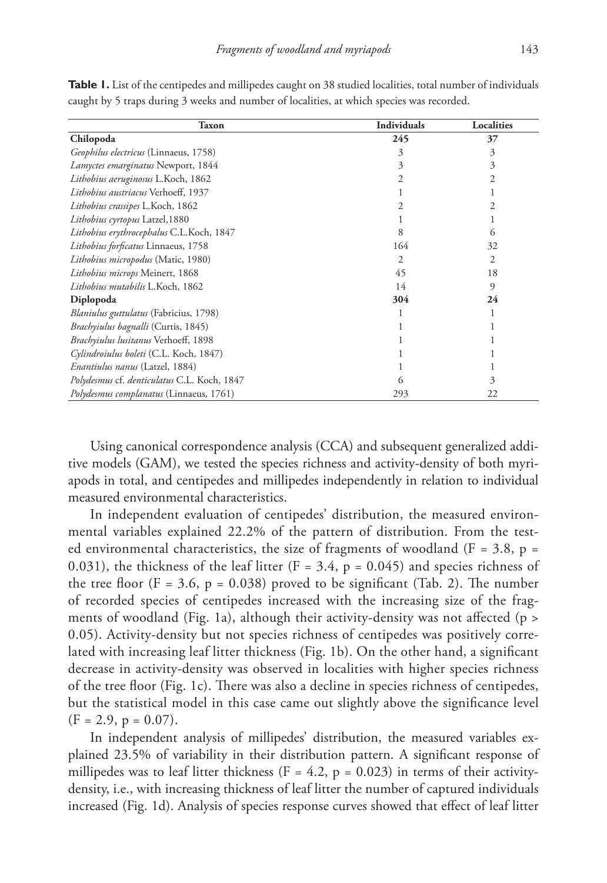**Table 1.** List of the centipedes and millipedes caught on 38 studied localities, total number of individuals caught by 5 traps during 3 weeks and number of localities, at which species was recorded.

| Taxon | Individuals | Localities |
|---|---|---|
| **Chilopoda** | **245** | **37** |
| *Geophilus electricus* (Linnaeus, 1758) | 3 | 3 |
| *Lamyctes emarginatus* Newport, 1844 | 3 | 3 |
| *Lithobius aeruginosus* L.Koch, 1862 | 2 | 2 |
| *Lithobius austriacus* Verhoeff, 1937 | 1 | 1 |
| *Lithobius crassipes* L.Koch, 1862 | 2 | 2 |
| *Lithobius cyrtopus* Latzel,1880 | 1 | 1 |
| *Lithobius erythrocephalus* C.L.Koch, 1847 | 8 | 6 |
| *Lithobius forficatus* Linnaeus, 1758 | 164 | 32 |
| *Lithobius micropodus* (Matic, 1980) | 2 | 2 |
| *Lithobius microps* Meinert, 1868 | 45 | 18 |
| *Lithobius mutabilis* L.Koch, 1862 | 14 | 9 |
| **Diplopoda** | **304** | **24** |
| *Blaniulus guttulatus* (Fabricius, 1798) | 1 | 1 |
| *Brachyiulus bagnalli* (Curtis, 1845) | 1 | 1 |
| *Brachyiulus lusitanus* Verhoeff, 1898 | 1 | 1 |
| *Cylindroiulus boleti* (C.L. Koch, 1847) | 1 | 1 |
| *Enantiulus nanus* (Latzel, 1884) | 1 | 1 |
| *Polydesmus* cf. *denticulatus* C.L. Koch, 1847 | 6 | 3 |
| *Polydesmus complanatus* (Linnaeus, 1761) | 293 | 22 |

Using canonical correspondence analysis (CCA) and subsequent generalized additive models (GAM), we tested the species richness and activity-density of both myriapods in total, and centipedes and millipedes independently in relation to individual measured environmental characteristics.

In independent evaluation of centipedes' distribution, the measured environmental variables explained 22.2% of the pattern of distribution. From the tested environmental characteristics, the size of fragments of woodland ($F = 3.8$, $p = 0.031$), the thickness of the leaf litter ($F = 3.4$, $p = 0.045$) and species richness of the tree floor ($F = 3.6$, $p = 0.038$) proved to be significant (Tab. 2). The number of recorded species of centipedes increased with the increasing size of the fragments of woodland (Fig. 1a), although their activity-density was not affected ($p > 0.05$). Activity-density but not species richness of centipedes was positively correlated with increasing leaf litter thickness (Fig. 1b). On the other hand, a significant decrease in activity-density was observed in localities with higher species richness of the tree floor (Fig. 1c). There was also a decline in species richness of centipedes, but the statistical model in this case came out slightly above the significance level ($F = 2.9$, $p = 0.07$).

In independent analysis of millipedes' distribution, the measured variables explained 23.5% of variability in their distribution pattern. A significant response of millipedes was to leaf litter thickness ($F = 4.2$, $p = 0.023$) in terms of their activity-density, i.e., with increasing thickness of leaf litter the number of captured individuals increased (Fig. 1d). Analysis of species response curves showed that effect of leaf litter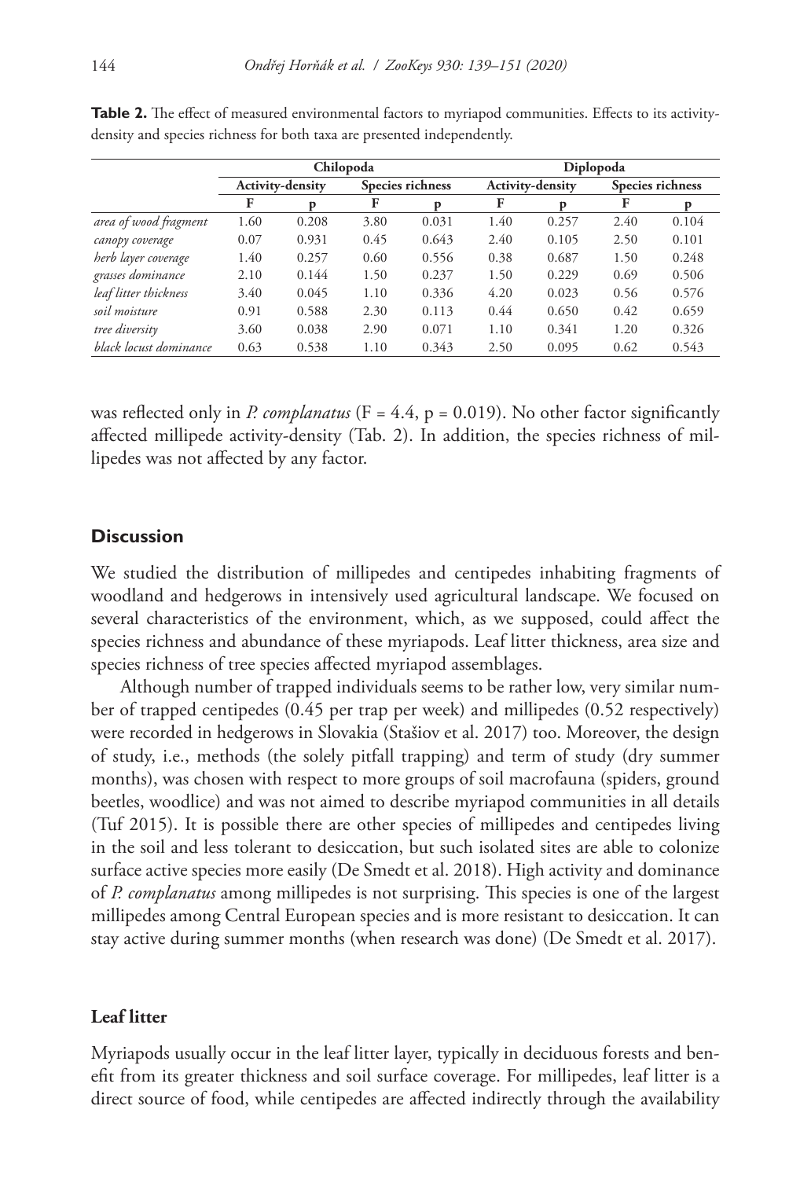**Table 2.** The effect of measured environmental factors to myriapod communities. Effects to its activity-density and species richness for both taxa are presented independently.

| | Chilopoda | | | | Diplopoda | | | |
|---|---|---|---|---|---|---|---|---|
| | Activity-density | | Species richness | | Activity-density | | Species richness | |
| | F | p | F | p | F | p | F | p |
| *area of wood fragment* | 1.60 | 0.208 | 3.80 | 0.031 | 1.40 | 0.257 | 2.40 | 0.104 |
| *canopy coverage* | 0.07 | 0.931 | 0.45 | 0.643 | 2.40 | 0.105 | 2.50 | 0.101 |
| *herb layer coverage* | 1.40 | 0.257 | 0.60 | 0.556 | 0.38 | 0.687 | 1.50 | 0.248 |
| *grasses dominance* | 2.10 | 0.144 | 1.50 | 0.237 | 1.50 | 0.229 | 0.69 | 0.506 |
| *leaf litter thickness* | 3.40 | 0.045 | 1.10 | 0.336 | 4.20 | 0.023 | 0.56 | 0.576 |
| *soil moisture* | 0.91 | 0.588 | 2.30 | 0.113 | 0.44 | 0.650 | 0.42 | 0.659 |
| *tree diversity* | 3.60 | 0.038 | 2.90 | 0.071 | 1.10 | 0.341 | 1.20 | 0.326 |
| *black locust dominance* | 0.63 | 0.538 | 1.10 | 0.343 | 2.50 | 0.095 | 0.62 | 0.543 |

was reflected only in *P. complanatus* ($F = 4.4$, $p = 0.019$). No other factor significantly affected millipede activity-density (Tab. 2). In addition, the species richness of millipedes was not affected by any factor.

## Discussion

We studied the distribution of millipedes and centipedes inhabiting fragments of woodland and hedgerows in intensively used agricultural landscape. We focused on several characteristics of the environment, which, as we supposed, could affect the species richness and abundance of these myriapods. Leaf litter thickness, area size and species richness of tree species affected myriapod assemblages.

Although number of trapped individuals seems to be rather low, very similar number of trapped centipedes (0.45 per trap per week) and millipedes (0.52 respectively) were recorded in hedgerows in Slovakia (Stašiov et al. 2017) too. Moreover, the design of study, i.e., methods (the solely pitfall trapping) and term of study (dry summer months), was chosen with respect to more groups of soil macrofauna (spiders, ground beetles, woodlice) and was not aimed to describe myriapod communities in all details (Tuf 2015). It is possible there are other species of millipedes and centipedes living in the soil and less tolerant to desiccation, but such isolated sites are able to colonize surface active species more easily (De Smedt et al. 2018). High activity and dominance of *P. complanatus* among millipedes is not surprising. This species is one of the largest millipedes among Central European species and is more resistant to desiccation. It can stay active during summer months (when research was done) (De Smedt et al. 2017).

### Leaf litter

Myriapods usually occur in the leaf litter layer, typically in deciduous forests and benefit from its greater thickness and soil surface coverage. For millipedes, leaf litter is a direct source of food, while centipedes are affected indirectly through the availability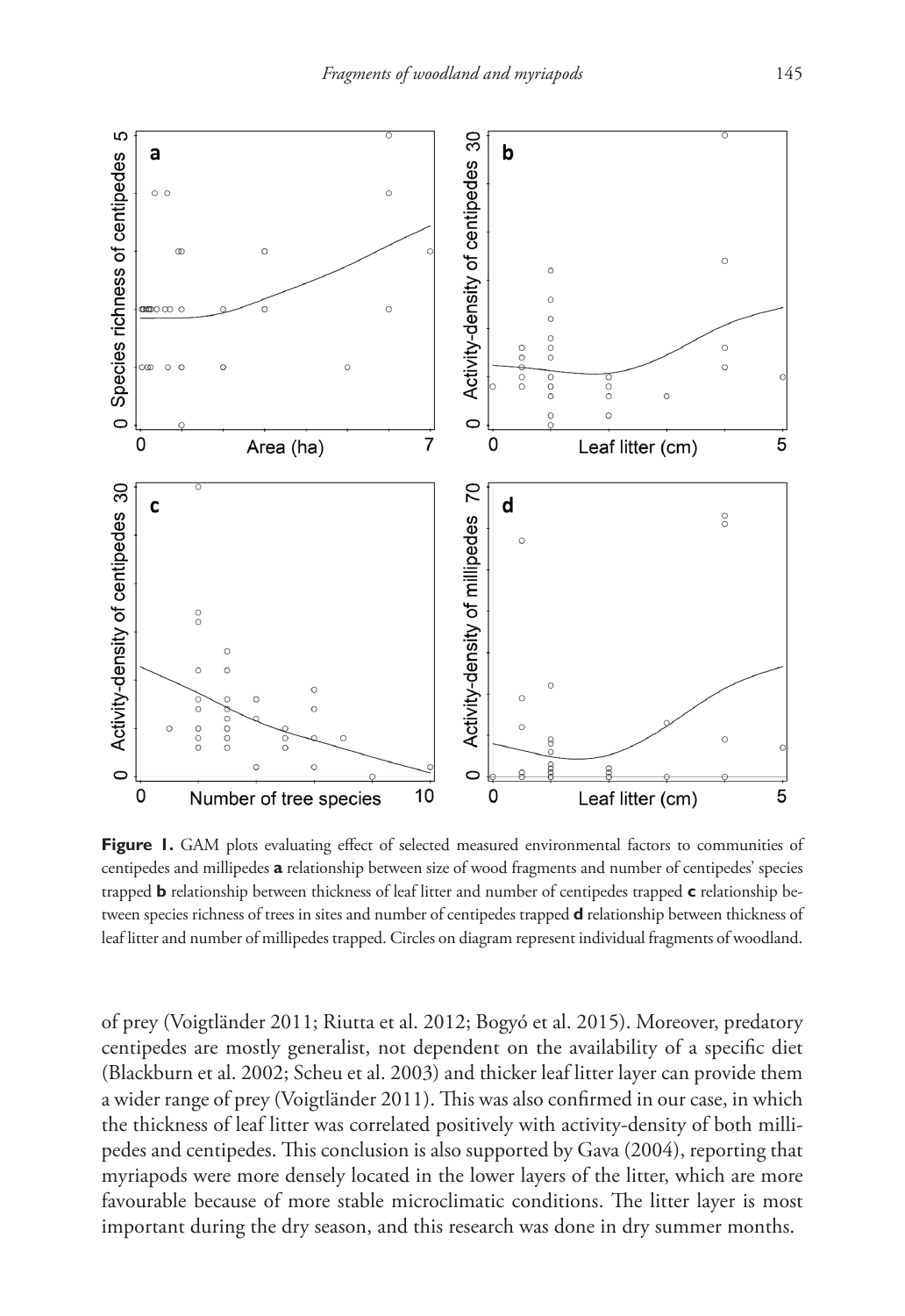**Figure 1.** GAM plots evaluating effect of selected measured environmental factors to communities of centipedes and millipedes **a** relationship between size of wood fragments and number of centipedes' species trapped **b** relationship between thickness of leaf litter and number of centipedes trapped **c** relationship between species richness of trees in sites and number of centipedes trapped **d** relationship between thickness of leaf litter and number of millipedes trapped. Circles on diagram represent individual fragments of woodland.

of prey (Voigtländer 2011; Riutta et al. 2012; Bogyó et al. 2015). Moreover, predatory centipedes are mostly generalist, not dependent on the availability of a specific diet (Blackburn et al. 2002; Scheu et al. 2003) and thicker leaf litter layer can provide them a wider range of prey (Voigtländer 2011). This was also confirmed in our case, in which the thickness of leaf litter was correlated positively with activity-density of both millipedes and centipedes. This conclusion is also supported by Gava (2004), reporting that myriapods were more densely located in the lower layers of the litter, which are more favourable because of more stable microclimatic conditions. The litter layer is most important during the dry season, and this research was done in dry summer months.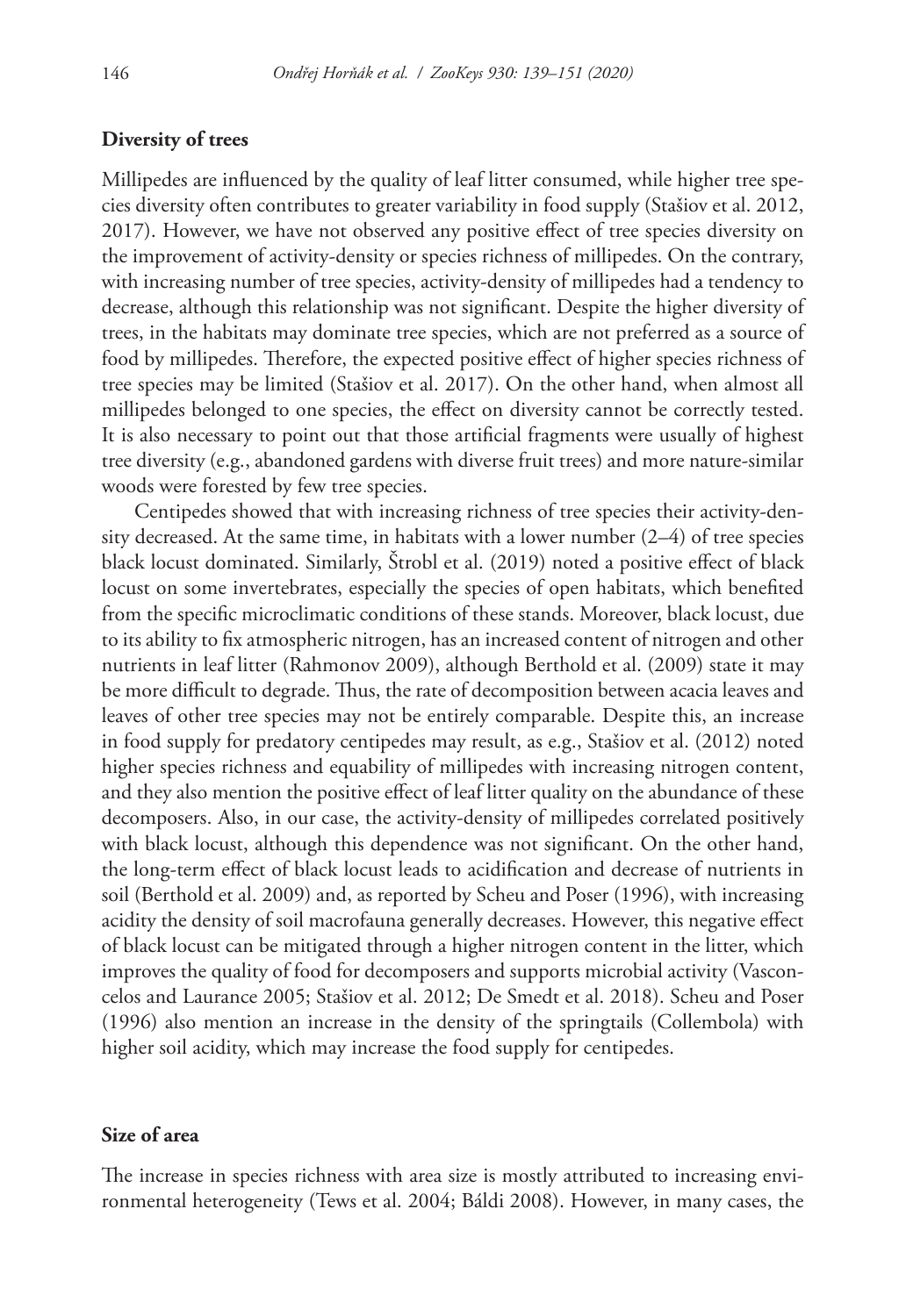## Diversity of trees

Millipedes are influenced by the quality of leaf litter consumed, while higher tree species diversity often contributes to greater variability in food supply (Stašiov et al. 2012, 2017). However, we have not observed any positive effect of tree species diversity on the improvement of activity-density or species richness of millipedes. On the contrary, with increasing number of tree species, activity-density of millipedes had a tendency to decrease, although this relationship was not significant. Despite the higher diversity of trees, in the habitats may dominate tree species, which are not preferred as a source of food by millipedes. Therefore, the expected positive effect of higher species richness of tree species may be limited (Stašiov et al. 2017). On the other hand, when almost all millipedes belonged to one species, the effect on diversity cannot be correctly tested. It is also necessary to point out that those artificial fragments were usually of highest tree diversity (e.g., abandoned gardens with diverse fruit trees) and more nature-similar woods were forested by few tree species.

Centipedes showed that with increasing richness of tree species their activity-density decreased. At the same time, in habitats with a lower number (2–4) of tree species black locust dominated. Similarly, Štrobl et al. (2019) noted a positive effect of black locust on some invertebrates, especially the species of open habitats, which benefited from the specific microclimatic conditions of these stands. Moreover, black locust, due to its ability to fix atmospheric nitrogen, has an increased content of nitrogen and other nutrients in leaf litter (Rahmonov 2009), although Berthold et al. (2009) state it may be more difficult to degrade. Thus, the rate of decomposition between acacia leaves and leaves of other tree species may not be entirely comparable. Despite this, an increase in food supply for predatory centipedes may result, as e.g., Stašiov et al. (2012) noted higher species richness and equability of millipedes with increasing nitrogen content, and they also mention the positive effect of leaf litter quality on the abundance of these decomposers. Also, in our case, the activity-density of millipedes correlated positively with black locust, although this dependence was not significant. On the other hand, the long-term effect of black locust leads to acidification and decrease of nutrients in soil (Berthold et al. 2009) and, as reported by Scheu and Poser (1996), with increasing acidity the density of soil macrofauna generally decreases. However, this negative effect of black locust can be mitigated through a higher nitrogen content in the litter, which improves the quality of food for decomposers and supports microbial activity (Vasconcelos and Laurance 2005; Stašiov et al. 2012; De Smedt et al. 2018). Scheu and Poser (1996) also mention an increase in the density of the springtails (Collembola) with higher soil acidity, which may increase the food supply for centipedes.

## Size of area

The increase in species richness with area size is mostly attributed to increasing environmental heterogeneity (Tews et al. 2004; Báldi 2008). However, in many cases, the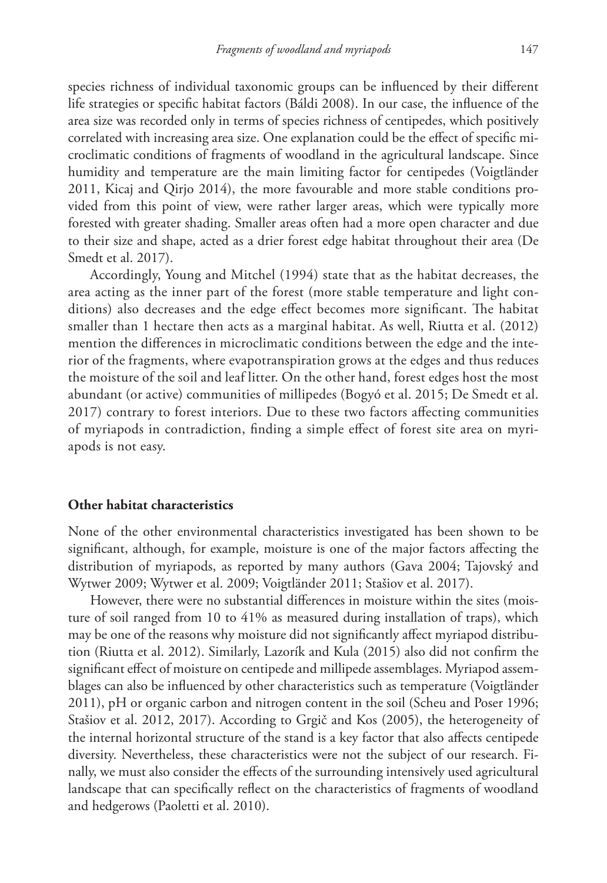species richness of individual taxonomic groups can be influenced by their different life strategies or specific habitat factors (Báldi 2008). In our case, the influence of the area size was recorded only in terms of species richness of centipedes, which positively correlated with increasing area size. One explanation could be the effect of specific microclimatic conditions of fragments of woodland in the agricultural landscape. Since humidity and temperature are the main limiting factor for centipedes (Voigtländer 2011, Kicaj and Qirjo 2014), the more favourable and more stable conditions provided from this point of view, were rather larger areas, which were typically more forested with greater shading. Smaller areas often had a more open character and due to their size and shape, acted as a drier forest edge habitat throughout their area (De Smedt et al. 2017).

Accordingly, Young and Mitchel (1994) state that as the habitat decreases, the area acting as the inner part of the forest (more stable temperature and light conditions) also decreases and the edge effect becomes more significant. The habitat smaller than 1 hectare then acts as a marginal habitat. As well, Riutta et al. (2012) mention the differences in microclimatic conditions between the edge and the interior of the fragments, where evapotranspiration grows at the edges and thus reduces the moisture of the soil and leaf litter. On the other hand, forest edges host the most abundant (or active) communities of millipedes (Bogyó et al. 2015; De Smedt et al. 2017) contrary to forest interiors. Due to these two factors affecting communities of myriapods in contradiction, finding a simple effect of forest site area on myriapods is not easy.

### Other habitat characteristics

None of the other environmental characteristics investigated has been shown to be significant, although, for example, moisture is one of the major factors affecting the distribution of myriapods, as reported by many authors (Gava 2004; Tajovský and Wytwer 2009; Wytwer et al. 2009; Voigtländer 2011; Stašiov et al. 2017).

However, there were no substantial differences in moisture within the sites (moisture of soil ranged from 10 to 41% as measured during installation of traps), which may be one of the reasons why moisture did not significantly affect myriapod distribution (Riutta et al. 2012). Similarly, Lazorík and Kula (2015) also did not confirm the significant effect of moisture on centipede and millipede assemblages. Myriapod assemblages can also be influenced by other characteristics such as temperature (Voigtländer 2011), pH or organic carbon and nitrogen content in the soil (Scheu and Poser 1996; Stašiov et al. 2012, 2017). According to Grgič and Kos (2005), the heterogeneity of the internal horizontal structure of the stand is a key factor that also affects centipede diversity. Nevertheless, these characteristics were not the subject of our research. Finally, we must also consider the effects of the surrounding intensively used agricultural landscape that can specifically reflect on the characteristics of fragments of woodland and hedgerows (Paoletti et al. 2010).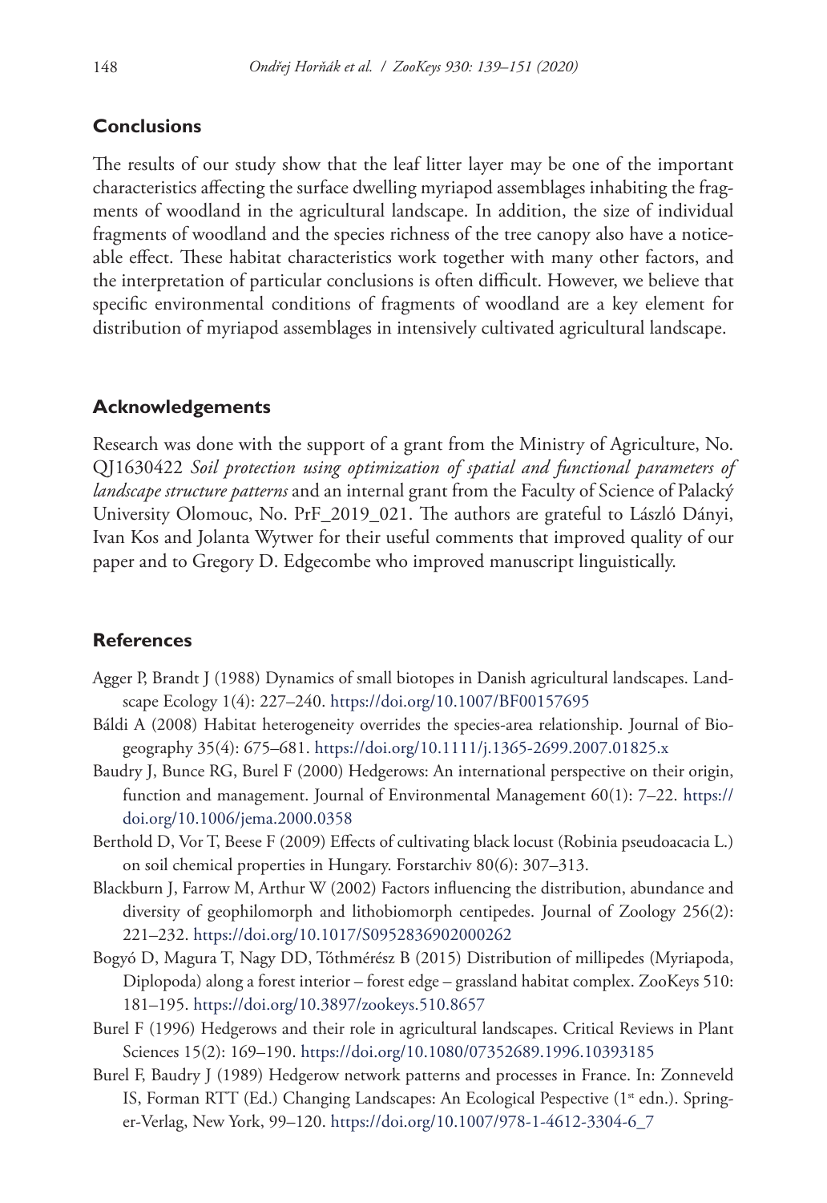## Conclusions

The results of our study show that the leaf litter layer may be one of the important characteristics affecting the surface dwelling myriapod assemblages inhabiting the fragments of woodland in the agricultural landscape. In addition, the size of individual fragments of woodland and the species richness of the tree canopy also have a noticeable effect. These habitat characteristics work together with many other factors, and the interpretation of particular conclusions is often difficult. However, we believe that specific environmental conditions of fragments of woodland are a key element for distribution of myriapod assemblages in intensively cultivated agricultural landscape.

## Acknowledgements

Research was done with the support of a grant from the Ministry of Agriculture, No. QJ1630422 *Soil protection using optimization of spatial and functional parameters of landscape structure patterns* and an internal grant from the Faculty of Science of Palacký University Olomouc, No. PrF_2019_021. The authors are grateful to László Dányi, Ivan Kos and Jolanta Wytwer for their useful comments that improved quality of our paper and to Gregory D. Edgecombe who improved manuscript linguistically.

## References

Agger P, Brandt J (1988) Dynamics of small biotopes in Danish agricultural landscapes. Landscape Ecology 1(4): 227–240. https://doi.org/10.1007/BF00157695

Báldi A (2008) Habitat heterogeneity overrides the species-area relationship. Journal of Biogeography 35(4): 675–681. https://doi.org/10.1111/j.1365-2699.2007.01825.x

Baudry J, Bunce RG, Burel F (2000) Hedgerows: An international perspective on their origin, function and management. Journal of Environmental Management 60(1): 7–22. https://doi.org/10.1006/jema.2000.0358

Berthold D, Vor T, Beese F (2009) Effects of cultivating black locust (Robinia pseudoacacia L.) on soil chemical properties in Hungary. Forstarchiv 80(6): 307–313.

Blackburn J, Farrow M, Arthur W (2002) Factors influencing the distribution, abundance and diversity of geophilomorph and lithobiomorph centipedes. Journal of Zoology 256(2): 221–232. https://doi.org/10.1017/S0952836902000262

Bogyó D, Magura T, Nagy DD, Tóthmérész B (2015) Distribution of millipedes (Myriapoda, Diplopoda) along a forest interior – forest edge – grassland habitat complex. ZooKeys 510: 181–195. https://doi.org/10.3897/zookeys.510.8657

Burel F (1996) Hedgerows and their role in agricultural landscapes. Critical Reviews in Plant Sciences 15(2): 169–190. https://doi.org/10.1080/07352689.1996.10393185

Burel F, Baudry J (1989) Hedgerow network patterns and processes in France. In: Zonneveld IS, Forman RTT (Ed.) Changing Landscapes: An Ecological Pespective (1st edn.). Springer-Verlag, New York, 99–120. https://doi.org/10.1007/978-1-4612-3304-6_7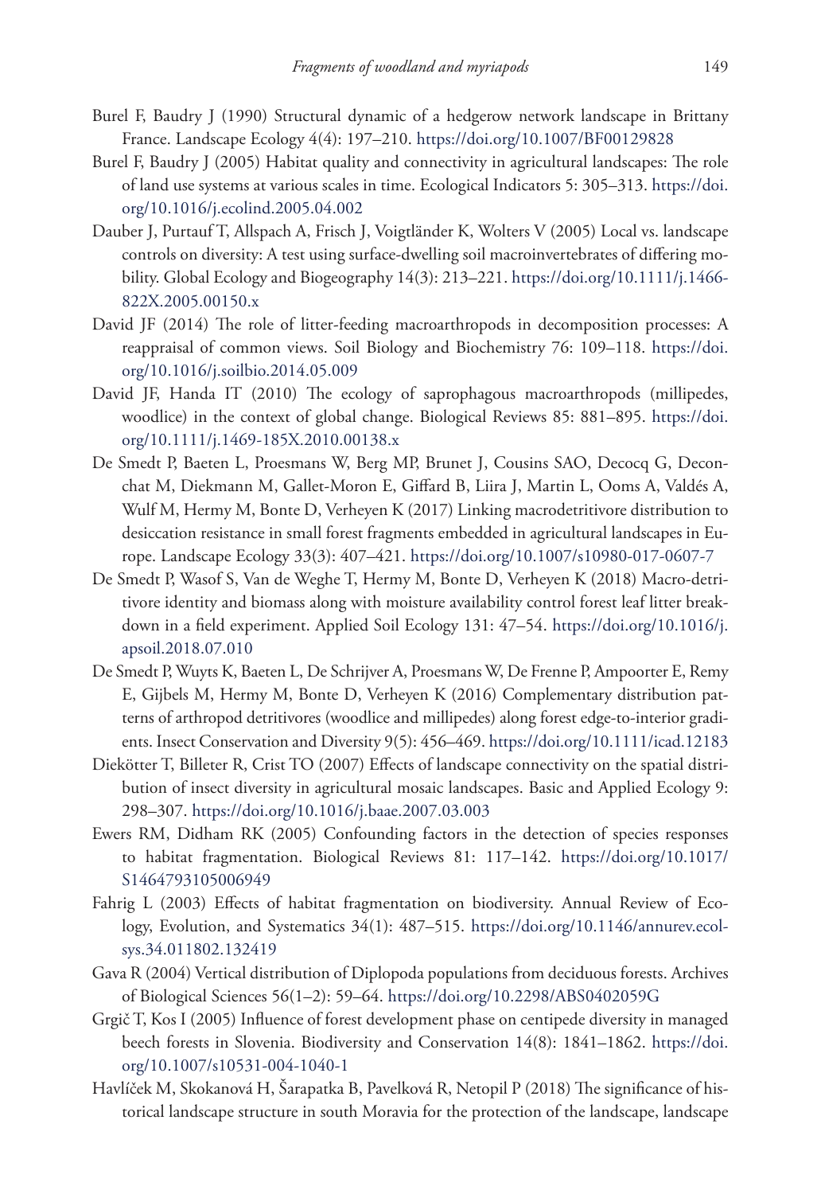Burel F, Baudry J (1990) Structural dynamic of a hedgerow network landscape in Brittany France. Landscape Ecology 4(4): 197–210. https://doi.org/10.1007/BF00129828

Burel F, Baudry J (2005) Habitat quality and connectivity in agricultural landscapes: The role of land use systems at various scales in time. Ecological Indicators 5: 305–313. https://doi.org/10.1016/j.ecolind.2005.04.002

Dauber J, Purtauf T, Allspach A, Frisch J, Voigtländer K, Wolters V (2005) Local vs. landscape controls on diversity: A test using surface-dwelling soil macroinvertebrates of differing mobility. Global Ecology and Biogeography 14(3): 213–221. https://doi.org/10.1111/j.1466-822X.2005.00150.x

David JF (2014) The role of litter-feeding macroarthropods in decomposition processes: A reappraisal of common views. Soil Biology and Biochemistry 76: 109–118. https://doi.org/10.1016/j.soilbio.2014.05.009

David JF, Handa IT (2010) The ecology of saprophagous macroarthropods (millipedes, woodlice) in the context of global change. Biological Reviews 85: 881–895. https://doi.org/10.1111/j.1469-185X.2010.00138.x

De Smedt P, Baeten L, Proesmans W, Berg MP, Brunet J, Cousins SAO, Decocq G, Deconchat M, Diekmann M, Gallet-Moron E, Giffard B, Liira J, Martin L, Ooms A, Valdés A, Wulf M, Hermy M, Bonte D, Verheyen K (2017) Linking macrodetritivore distribution to desiccation resistance in small forest fragments embedded in agricultural landscapes in Europe. Landscape Ecology 33(3): 407–421. https://doi.org/10.1007/s10980-017-0607-7

De Smedt P, Wasof S, Van de Weghe T, Hermy M, Bonte D, Verheyen K (2018) Macro-detritivore identity and biomass along with moisture availability control forest leaf litter breakdown in a field experiment. Applied Soil Ecology 131: 47–54. https://doi.org/10.1016/j.apsoil.2018.07.010

De Smedt P, Wuyts K, Baeten L, De Schrijver A, Proesmans W, De Frenne P, Ampoorter E, Remy E, Gijbels M, Hermy M, Bonte D, Verheyen K (2016) Complementary distribution patterns of arthropod detritivores (woodlice and millipedes) along forest edge-to-interior gradients. Insect Conservation and Diversity 9(5): 456–469. https://doi.org/10.1111/icad.12183

Diekötter T, Billeter R, Crist TO (2007) Effects of landscape connectivity on the spatial distribution of insect diversity in agricultural mosaic landscapes. Basic and Applied Ecology 9: 298–307. https://doi.org/10.1016/j.baae.2007.03.003

Ewers RM, Didham RK (2005) Confounding factors in the detection of species responses to habitat fragmentation. Biological Reviews 81: 117–142. https://doi.org/10.1017/S1464793105006949

Fahrig L (2003) Effects of habitat fragmentation on biodiversity. Annual Review of Ecology, Evolution, and Systematics 34(1): 487–515. https://doi.org/10.1146/annurev.ecolsys.34.011802.132419

Gava R (2004) Vertical distribution of Diplopoda populations from deciduous forests. Archives of Biological Sciences 56(1–2): 59–64. https://doi.org/10.2298/ABS0402059G

Grgič T, Kos I (2005) Influence of forest development phase on centipede diversity in managed beech forests in Slovenia. Biodiversity and Conservation 14(8): 1841–1862. https://doi.org/10.1007/s10531-004-1040-1

Havlíček M, Skokanová H, Šarapatka B, Pavelková R, Netopil P (2018) The significance of historical landscape structure in south Moravia for the protection of the landscape, landscape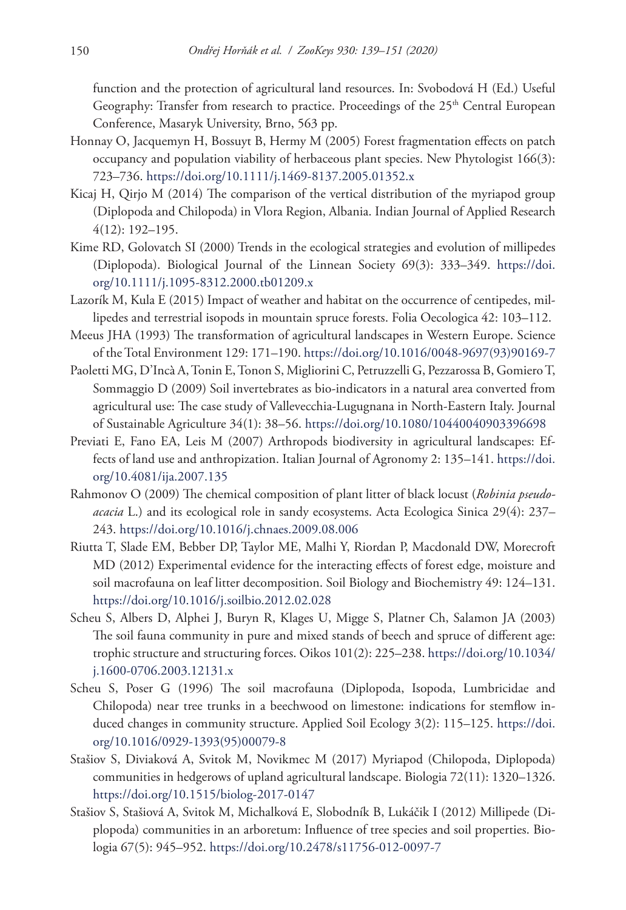function and the protection of agricultural land resources. In: Svobodová H (Ed.) Useful Geography: Transfer from research to practice. Proceedings of the 25th Central European Conference, Masaryk University, Brno, 563 pp.

Honnay O, Jacquemyn H, Bossuyt B, Hermy M (2005) Forest fragmentation effects on patch occupancy and population viability of herbaceous plant species. New Phytologist 166(3): 723–736. https://doi.org/10.1111/j.1469-8137.2005.01352.x

Kicaj H, Qirjo M (2014) The comparison of the vertical distribution of the myriapod group (Diplopoda and Chilopoda) in Vlora Region, Albania. Indian Journal of Applied Research 4(12): 192–195.

Kime RD, Golovatch SI (2000) Trends in the ecological strategies and evolution of millipedes (Diplopoda). Biological Journal of the Linnean Society 69(3): 333–349. https://doi.org/10.1111/j.1095-8312.2000.tb01209.x

Lazorík M, Kula E (2015) Impact of weather and habitat on the occurrence of centipedes, millipedes and terrestrial isopods in mountain spruce forests. Folia Oecologica 42: 103–112.

Meeus JHA (1993) The transformation of agricultural landscapes in Western Europe. Science of the Total Environment 129: 171–190. https://doi.org/10.1016/0048-9697(93)90169-7

Paoletti MG, D'Incà A, Tonin E, Tonon S, Migliorini C, Petruzzelli G, Pezzarossa B, Gomiero T, Sommaggio D (2009) Soil invertebrates as bio-indicators in a natural area converted from agricultural use: The case study of Vallevecchia-Lugugnana in North-Eastern Italy. Journal of Sustainable Agriculture 34(1): 38–56. https://doi.org/10.1080/10440040903396698

Previati E, Fano EA, Leis M (2007) Arthropods biodiversity in agricultural landscapes: Effects of land use and anthropization. Italian Journal of Agronomy 2: 135–141. https://doi.org/10.4081/ija.2007.135

Rahmonov O (2009) The chemical composition of plant litter of black locust (*Robinia pseudoacacia* L.) and its ecological role in sandy ecosystems. Acta Ecologica Sinica 29(4): 237–243. https://doi.org/10.1016/j.chnaes.2009.08.006

Riutta T, Slade EM, Bebber DP, Taylor ME, Malhi Y, Riordan P, Macdonald DW, Morecroft MD (2012) Experimental evidence for the interacting effects of forest edge, moisture and soil macrofauna on leaf litter decomposition. Soil Biology and Biochemistry 49: 124–131. https://doi.org/10.1016/j.soilbio.2012.02.028

Scheu S, Albers D, Alphei J, Buryn R, Klages U, Migge S, Platner Ch, Salamon JA (2003) The soil fauna community in pure and mixed stands of beech and spruce of different age: trophic structure and structuring forces. Oikos 101(2): 225–238. https://doi.org/10.1034/j.1600-0706.2003.12131.x

Scheu S, Poser G (1996) The soil macrofauna (Diplopoda, Isopoda, Lumbricidae and Chilopoda) near tree trunks in a beechwood on limestone: indications for stemflow induced changes in community structure. Applied Soil Ecology 3(2): 115–125. https://doi.org/10.1016/0929-1393(95)00079-8

Stašiov S, Diviaková A, Svitok M, Novikmec M (2017) Myriapod (Chilopoda, Diplopoda) communities in hedgerows of upland agricultural landscape. Biologia 72(11): 1320–1326. https://doi.org/10.1515/biolog-2017-0147

Stašiov S, Stašiová A, Svitok M, Michalková E, Slobodník B, Lukáčik I (2012) Millipede (Diplopoda) communities in an arboretum: Influence of tree species and soil properties. Biologia 67(5): 945–952. https://doi.org/10.2478/s11756-012-0097-7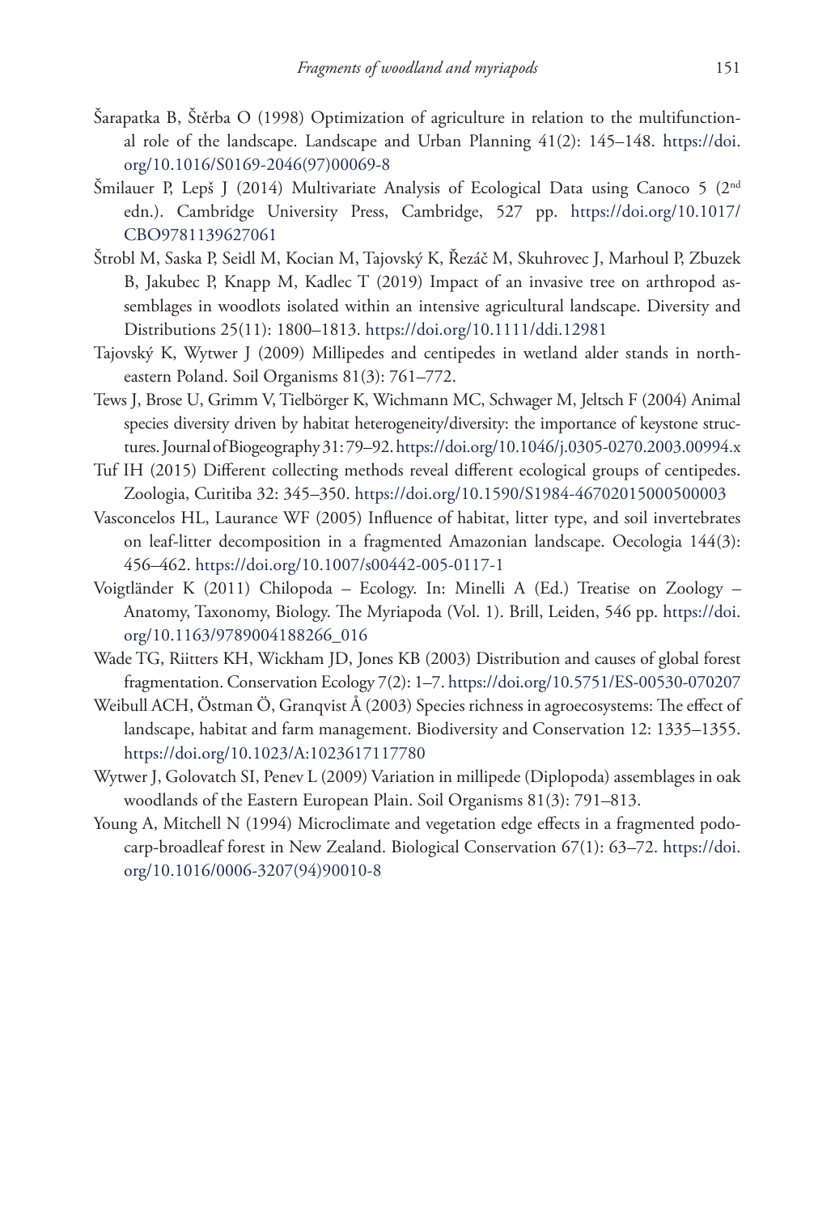Šarapatka B, Štěrba O (1998) Optimization of agriculture in relation to the multifunctional role of the landscape. Landscape and Urban Planning 41(2): 145–148. https://doi.org/10.1016/S0169-2046(97)00069-8

Šmilauer P, Lepš J (2014) Multivariate Analysis of Ecological Data using Canoco 5 (2nd edn.). Cambridge University Press, Cambridge, 527 pp. https://doi.org/10.1017/CBO9781139627061

Štrobl M, Saska P, Seidl M, Kocian M, Tajovský K, Řezáč M, Skuhrovec J, Marhoul P, Zbuzek B, Jakubec P, Knapp M, Kadlec T (2019) Impact of an invasive tree on arthropod assemblages in woodlots isolated within an intensive agricultural landscape. Diversity and Distributions 25(11): 1800–1813. https://doi.org/10.1111/ddi.12981

Tajovský K, Wytwer J (2009) Millipedes and centipedes in wetland alder stands in north-eastern Poland. Soil Organisms 81(3): 761–772.

Tews J, Brose U, Grimm V, Tielbörger K, Wichmann MC, Schwager M, Jeltsch F (2004) Animal species diversity driven by habitat heterogeneity/diversity: the importance of keystone structures. Journal of Biogeography 31: 79–92. https://doi.org/10.1046/j.0305-0270.2003.00994.x

Tuf IH (2015) Different collecting methods reveal different ecological groups of centipedes. Zoologia, Curitiba 32: 345–350. https://doi.org/10.1590/S1984-46702015000500003

Vasconcelos HL, Laurance WF (2005) Influence of habitat, litter type, and soil invertebrates on leaf-litter decomposition in a fragmented Amazonian landscape. Oecologia 144(3): 456–462. https://doi.org/10.1007/s00442-005-0117-1

Voigtländer K (2011) Chilopoda – Ecology. In: Minelli A (Ed.) Treatise on Zoology – Anatomy, Taxonomy, Biology. The Myriapoda (Vol. 1). Brill, Leiden, 546 pp. https://doi.org/10.1163/9789004188266_016

Wade TG, Riitters KH, Wickham JD, Jones KB (2003) Distribution and causes of global forest fragmentation. Conservation Ecology 7(2): 1–7. https://doi.org/10.5751/ES-00530-070207

Weibull ACH, Östman Ö, Granqvist Å (2003) Species richness in agroecosystems: The effect of landscape, habitat and farm management. Biodiversity and Conservation 12: 1335–1355. https://doi.org/10.1023/A:1023617117780

Wytwer J, Golovatch SI, Penev L (2009) Variation in millipede (Diplopoda) assemblages in oak woodlands of the Eastern European Plain. Soil Organisms 81(3): 791–813.

Young A, Mitchell N (1994) Microclimate and vegetation edge effects in a fragmented podocarp-broadleaf forest in New Zealand. Biological Conservation 67(1): 63–72. https://doi.org/10.1016/0006-3207(94)90010-8